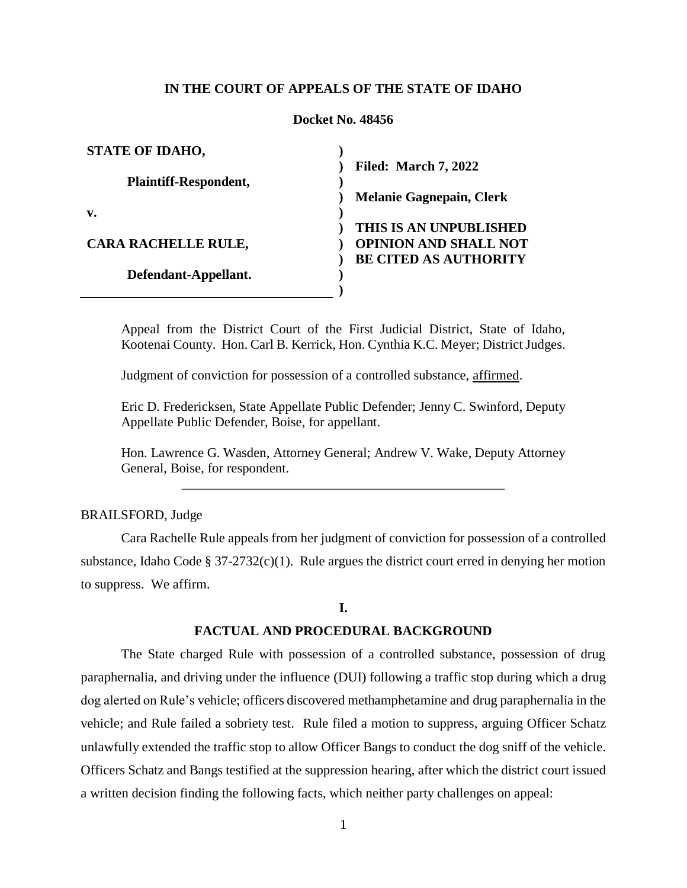**IN THE COURT OF APPEALS OF THE STATE OF IDAHO**

**Docket No. 48456**

| | |
|---|---|
| **STATE OF IDAHO,** | |
| **Plaintiff-Respondent,** | **Filed: March 7, 2022** |
| **v.** | **Melanie Gagnepain, Clerk** |
| **CARA RACHELLE RULE,** | **THIS IS AN UNPUBLISHED OPINION AND SHALL NOT BE CITED AS AUTHORITY** |
| **Defendant-Appellant.** | |

Appeal from the District Court of the First Judicial District, State of Idaho, Kootenai County. Hon. Carl B. Kerrick, Hon. Cynthia K.C. Meyer; District Judges.

Judgment of conviction for possession of a controlled substance, affirmed.

Eric D. Fredericksen, State Appellate Public Defender; Jenny C. Swinford, Deputy Appellate Public Defender, Boise, for appellant.

Hon. Lawrence G. Wasden, Attorney General; Andrew V. Wake, Deputy Attorney General, Boise, for respondent.

---

BRAILSFORD, Judge

Cara Rachelle Rule appeals from her judgment of conviction for possession of a controlled substance, Idaho Code § 37-2732(c)(1). Rule argues the district court erred in denying her motion to suppress. We affirm.

## I.

## FACTUAL AND PROCEDURAL BACKGROUND

The State charged Rule with possession of a controlled substance, possession of drug paraphernalia, and driving under the influence (DUI) following a traffic stop during which a drug dog alerted on Rule's vehicle; officers discovered methamphetamine and drug paraphernalia in the vehicle; and Rule failed a sobriety test. Rule filed a motion to suppress, arguing Officer Schatz unlawfully extended the traffic stop to allow Officer Bangs to conduct the dog sniff of the vehicle. Officers Schatz and Bangs testified at the suppression hearing, after which the district court issued a written decision finding the following facts, which neither party challenges on appeal: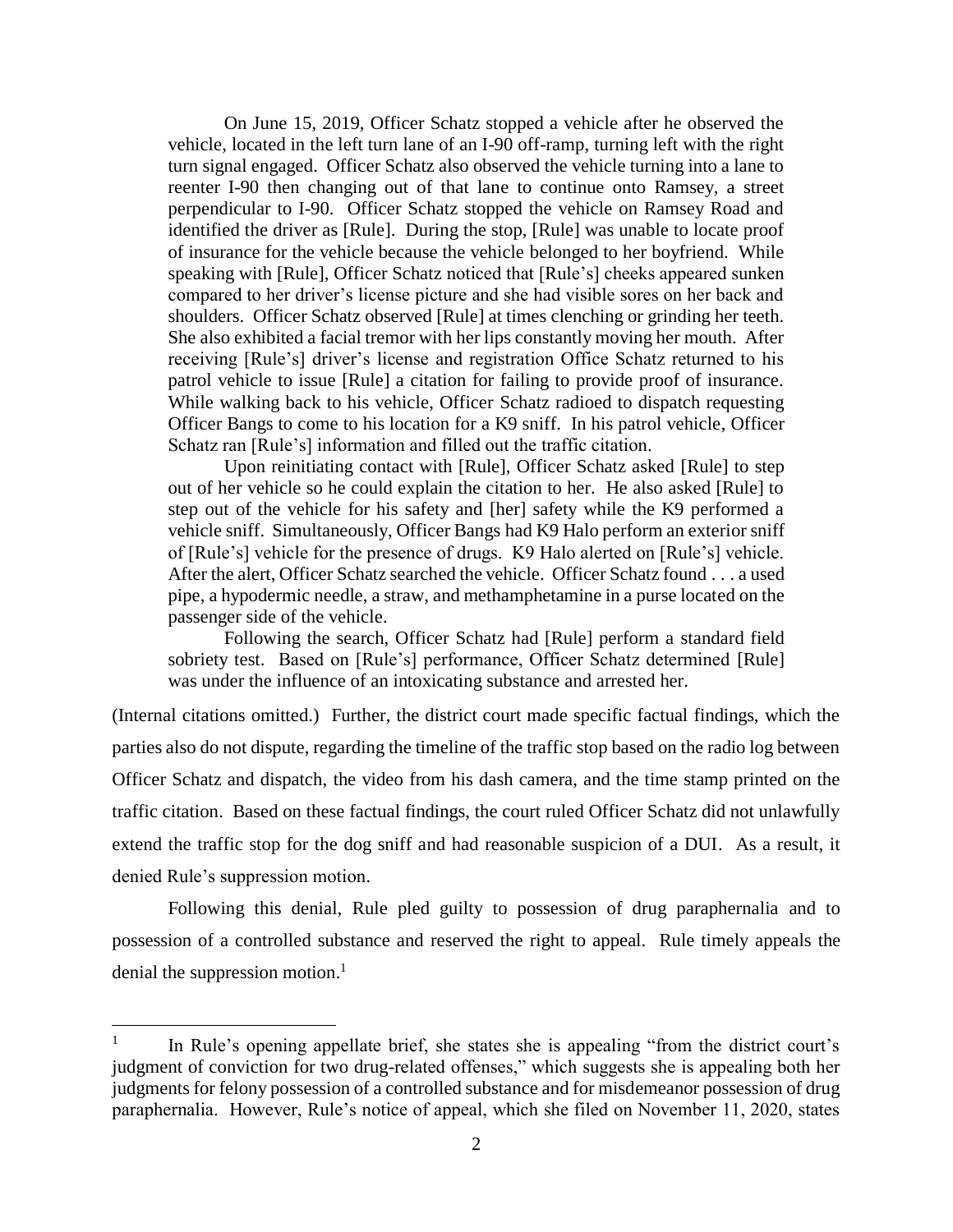> On June 15, 2019, Officer Schatz stopped a vehicle after he observed the vehicle, located in the left turn lane of an I-90 off-ramp, turning left with the right turn signal engaged. Officer Schatz also observed the vehicle turning into a lane to reenter I-90 then changing out of that lane to continue onto Ramsey, a street perpendicular to I-90. Officer Schatz stopped the vehicle on Ramsey Road and identified the driver as [Rule]. During the stop, [Rule] was unable to locate proof of insurance for the vehicle because the vehicle belonged to her boyfriend. While speaking with [Rule], Officer Schatz noticed that [Rule's] cheeks appeared sunken compared to her driver's license picture and she had visible sores on her back and shoulders. Officer Schatz observed [Rule] at times clenching or grinding her teeth. She also exhibited a facial tremor with her lips constantly moving her mouth. After receiving [Rule's] driver's license and registration Office Schatz returned to his patrol vehicle to issue [Rule] a citation for failing to provide proof of insurance. While walking back to his vehicle, Officer Schatz radioed to dispatch requesting Officer Bangs to come to his location for a K9 sniff. In his patrol vehicle, Officer Schatz ran [Rule's] information and filled out the traffic citation.
>
> Upon reinitiating contact with [Rule], Officer Schatz asked [Rule] to step out of her vehicle so he could explain the citation to her. He also asked [Rule] to step out of the vehicle for his safety and [her] safety while the K9 performed a vehicle sniff. Simultaneously, Officer Bangs had K9 Halo perform an exterior sniff of [Rule's] vehicle for the presence of drugs. K9 Halo alerted on [Rule's] vehicle. After the alert, Officer Schatz searched the vehicle. Officer Schatz found . . . a used pipe, a hypodermic needle, a straw, and methamphetamine in a purse located on the passenger side of the vehicle.
>
> Following the search, Officer Schatz had [Rule] perform a standard field sobriety test. Based on [Rule's] performance, Officer Schatz determined [Rule] was under the influence of an intoxicating substance and arrested her.

(Internal citations omitted.) Further, the district court made specific factual findings, which the parties also do not dispute, regarding the timeline of the traffic stop based on the radio log between Officer Schatz and dispatch, the video from his dash camera, and the time stamp printed on the traffic citation. Based on these factual findings, the court ruled Officer Schatz did not unlawfully extend the traffic stop for the dog sniff and had reasonable suspicion of a DUI. As a result, it denied Rule's suppression motion.

Following this denial, Rule pled guilty to possession of drug paraphernalia and to possession of a controlled substance and reserved the right to appeal. Rule timely appeals the denial the suppression motion.[1]

---

[1] In Rule's opening appellate brief, she states she is appealing "from the district court's judgment of conviction for two drug-related offenses," which suggests she is appealing both her judgments for felony possession of a controlled substance and for misdemeanor possession of drug paraphernalia. However, Rule's notice of appeal, which she filed on November 11, 2020, states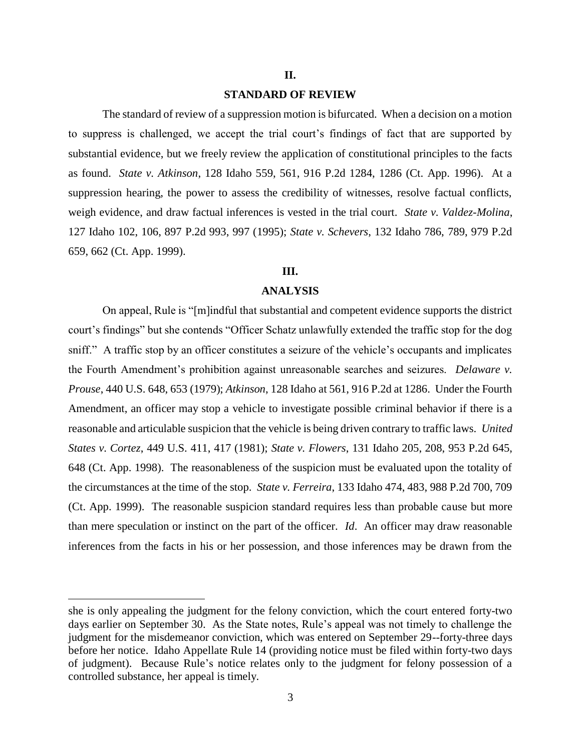## II.

## STANDARD OF REVIEW

The standard of review of a suppression motion is bifurcated. When a decision on a motion to suppress is challenged, we accept the trial court's findings of fact that are supported by substantial evidence, but we freely review the application of constitutional principles to the facts as found. *State v. Atkinson*, 128 Idaho 559, 561, 916 P.2d 1284, 1286 (Ct. App. 1996). At a suppression hearing, the power to assess the credibility of witnesses, resolve factual conflicts, weigh evidence, and draw factual inferences is vested in the trial court. *State v. Valdez-Molina*, 127 Idaho 102, 106, 897 P.2d 993, 997 (1995); *State v. Schevers*, 132 Idaho 786, 789, 979 P.2d 659, 662 (Ct. App. 1999).

## III.

## ANALYSIS

On appeal, Rule is "[m]indful that substantial and competent evidence supports the district court's findings" but she contends "Officer Schatz unlawfully extended the traffic stop for the dog sniff." A traffic stop by an officer constitutes a seizure of the vehicle's occupants and implicates the Fourth Amendment's prohibition against unreasonable searches and seizures. *Delaware v. Prouse*, 440 U.S. 648, 653 (1979); *Atkinson*, 128 Idaho at 561, 916 P.2d at 1286. Under the Fourth Amendment, an officer may stop a vehicle to investigate possible criminal behavior if there is a reasonable and articulable suspicion that the vehicle is being driven contrary to traffic laws. *United States v. Cortez*, 449 U.S. 411, 417 (1981); *State v. Flowers*, 131 Idaho 205, 208, 953 P.2d 645, 648 (Ct. App. 1998). The reasonableness of the suspicion must be evaluated upon the totality of the circumstances at the time of the stop. *State v. Ferreira*, 133 Idaho 474, 483, 988 P.2d 700, 709 (Ct. App. 1999). The reasonable suspicion standard requires less than probable cause but more than mere speculation or instinct on the part of the officer. *Id*. An officer may draw reasonable inferences from the facts in his or her possession, and those inferences may be drawn from the

---

she is only appealing the judgment for the felony conviction, which the court entered forty-two days earlier on September 30. As the State notes, Rule's appeal was not timely to challenge the judgment for the misdemeanor conviction, which was entered on September 29--forty-three days before her notice. Idaho Appellate Rule 14 (providing notice must be filed within forty-two days of judgment). Because Rule's notice relates only to the judgment for felony possession of a controlled substance, her appeal is timely.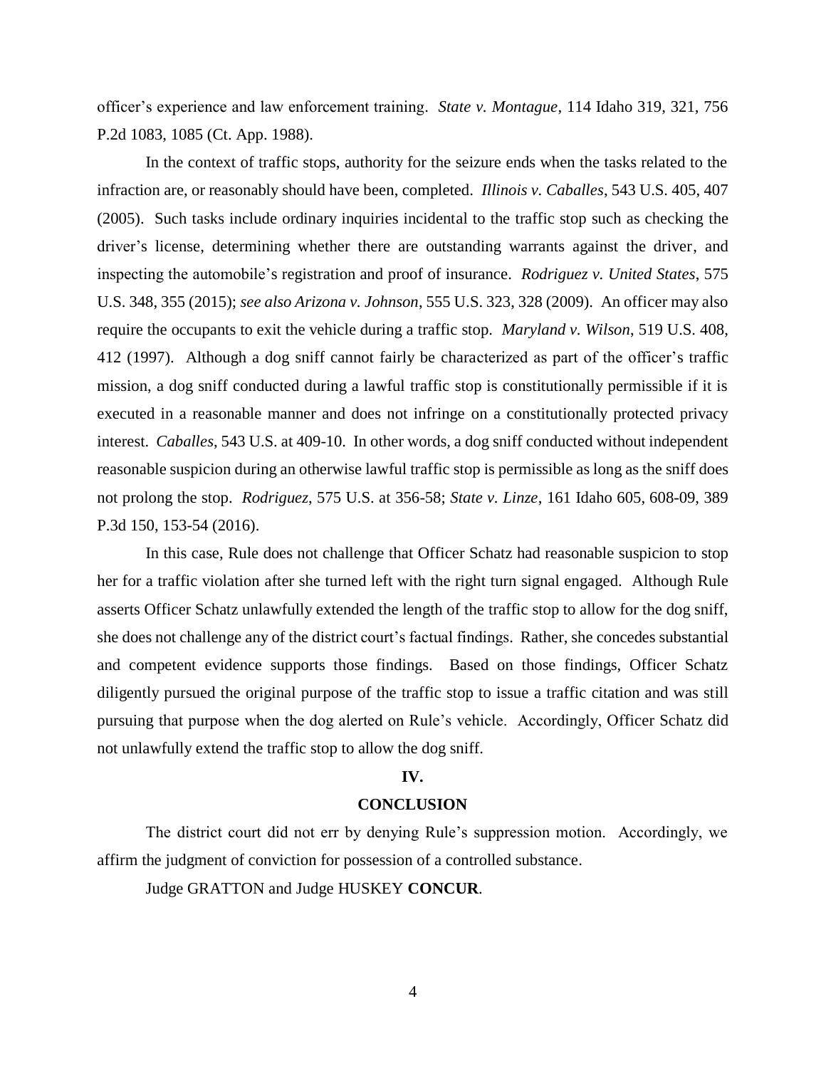officer's experience and law enforcement training. *State v. Montague*, 114 Idaho 319, 321, 756 P.2d 1083, 1085 (Ct. App. 1988).

In the context of traffic stops, authority for the seizure ends when the tasks related to the infraction are, or reasonably should have been, completed. *Illinois v. Caballes*, 543 U.S. 405, 407 (2005). Such tasks include ordinary inquiries incidental to the traffic stop such as checking the driver's license, determining whether there are outstanding warrants against the driver, and inspecting the automobile's registration and proof of insurance. *Rodriguez v. United States*, 575 U.S. 348, 355 (2015); *see also Arizona v. Johnson*, 555 U.S. 323, 328 (2009). An officer may also require the occupants to exit the vehicle during a traffic stop. *Maryland v. Wilson*, 519 U.S. 408, 412 (1997). Although a dog sniff cannot fairly be characterized as part of the officer's traffic mission, a dog sniff conducted during a lawful traffic stop is constitutionally permissible if it is executed in a reasonable manner and does not infringe on a constitutionally protected privacy interest. *Caballes*, 543 U.S. at 409-10. In other words, a dog sniff conducted without independent reasonable suspicion during an otherwise lawful traffic stop is permissible as long as the sniff does not prolong the stop. *Rodriguez*, 575 U.S. at 356-58; *State v. Linze*, 161 Idaho 605, 608-09, 389 P.3d 150, 153-54 (2016).

In this case, Rule does not challenge that Officer Schatz had reasonable suspicion to stop her for a traffic violation after she turned left with the right turn signal engaged. Although Rule asserts Officer Schatz unlawfully extended the length of the traffic stop to allow for the dog sniff, she does not challenge any of the district court's factual findings. Rather, she concedes substantial and competent evidence supports those findings. Based on those findings, Officer Schatz diligently pursued the original purpose of the traffic stop to issue a traffic citation and was still pursuing that purpose when the dog alerted on Rule's vehicle. Accordingly, Officer Schatz did not unlawfully extend the traffic stop to allow the dog sniff.

## IV.

## CONCLUSION

The district court did not err by denying Rule's suppression motion. Accordingly, we affirm the judgment of conviction for possession of a controlled substance.

Judge GRATTON and Judge HUSKEY **CONCUR**.